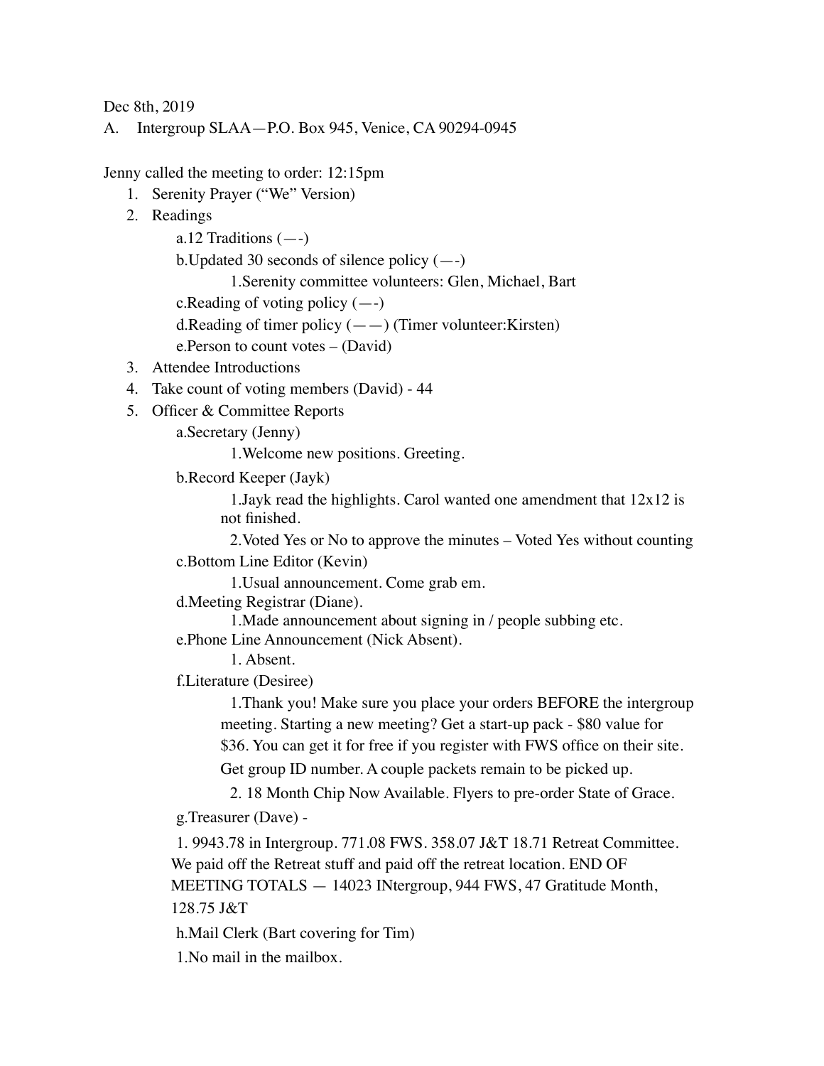Dec 8th, 2019

A. Intergroup SLAA—P.O. Box 945, Venice, CA 90294-0945

Jenny called the meeting to order: 12:15pm

1. Serenity Prayer ("We" Version)
2. Readings
   - a.12 Traditions (—-)
   - b.Updated 30 seconds of silence policy (—-)
     - 1.Serenity committee volunteers: Glen, Michael, Bart
   - c.Reading of voting policy (—-)
   - d.Reading of timer policy (——) (Timer volunteer:Kirsten)
   - e.Person to count votes – (David)
3. Attendee Introductions
4. Take count of voting members (David) - 44
5. Officer & Committee Reports
   - a.Secretary (Jenny)
     - 1.Welcome new positions. Greeting.
   - b.Record Keeper (Jayk)
     - 1.Jayk read the highlights. Carol wanted one amendment that 12x12 is not finished.
     - 2.Voted Yes or No to approve the minutes – Voted Yes without counting
   - c.Bottom Line Editor (Kevin)
     - 1.Usual announcement. Come grab em.
   - d.Meeting Registrar (Diane).
     - 1.Made announcement about signing in / people subbing etc.
   - e.Phone Line Announcement (Nick Absent).
     - 1. Absent.
   - f.Literature (Desiree)
     - 1.Thank you! Make sure you place your orders BEFORE the intergroup meeting. Starting a new meeting? Get a start-up pack - $80 value for $36. You can get it for free if you register with FWS office on their site. Get group ID number. A couple packets remain to be picked up.
     - 2. 18 Month Chip Now Available. Flyers to pre-order State of Grace.
   - g.Treasurer (Dave) -
     - 1. 9943.78 in Intergroup. 771.08 FWS. 358.07 J&T 18.71 Retreat Committee. We paid off the Retreat stuff and paid off the retreat location. END OF MEETING TOTALS — 14023 INtergroup, 944 FWS, 47 Gratitude Month, 128.75 J&T
   - h.Mail Clerk (Bart covering for Tim)
     - 1.No mail in the mailbox.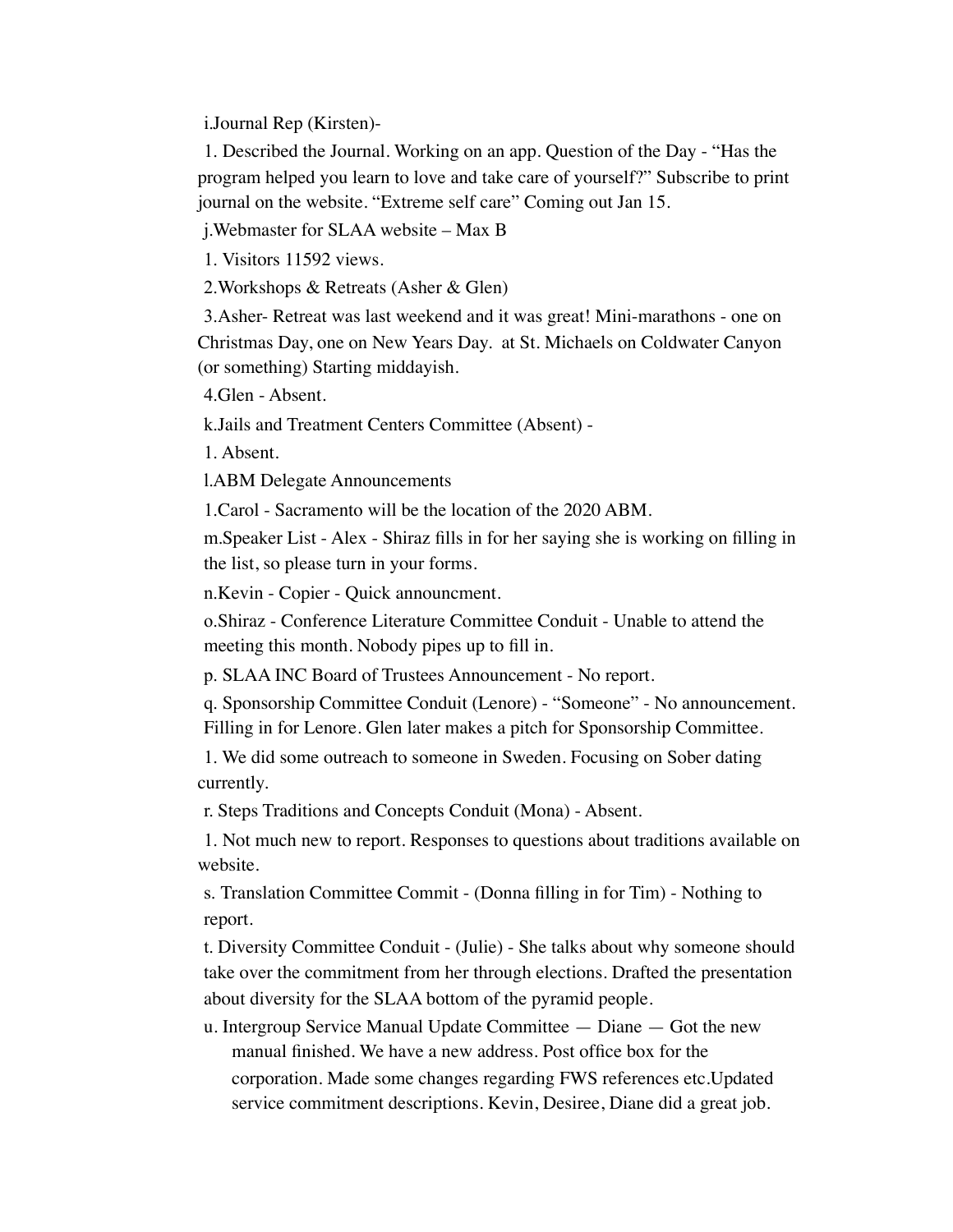i. Journal Rep (Kirsten)-

1. Described the Journal. Working on an app. Question of the Day - "Has the program helped you learn to love and take care of yourself?" Subscribe to print journal on the website. "Extreme self care" Coming out Jan 15.

j. Webmaster for SLAA website – Max B

1. Visitors 11592 views.
2. Workshops & Retreats (Asher & Glen)
3. Asher- Retreat was last weekend and it was great! Mini-marathons - one on Christmas Day, one on New Years Day. at St. Michaels on Coldwater Canyon (or something) Starting middayish.
4. Glen - Absent.

k. Jails and Treatment Centers Committee (Absent) -

1. Absent.

l. ABM Delegate Announcements

1. Carol - Sacramento will be the location of the 2020 ABM.

m. Speaker List - Alex - Shiraz fills in for her saying she is working on filling in the list, so please turn in your forms.

n. Kevin - Copier - Quick announcment.

o. Shiraz - Conference Literature Committee Conduit - Unable to attend the meeting this month. Nobody pipes up to fill in.

p. SLAA INC Board of Trustees Announcement - No report.

q. Sponsorship Committee Conduit (Lenore) - "Someone" - No announcement. Filling in for Lenore. Glen later makes a pitch for Sponsorship Committee.

1. We did some outreach to someone in Sweden. Focusing on Sober dating currently.

r. Steps Traditions and Concepts Conduit (Mona) - Absent.

1. Not much new to report. Responses to questions about traditions available on website.

s. Translation Committee Commit - (Donna filling in for Tim) - Nothing to report.

t. Diversity Committee Conduit - (Julie) - She talks about why someone should take over the commitment from her through elections. Drafted the presentation about diversity for the SLAA bottom of the pyramid people.

u. Intergroup Service Manual Update Committee — Diane — Got the new manual finished. We have a new address. Post office box for the corporation. Made some changes regarding FWS references etc.Updated service commitment descriptions. Kevin, Desiree, Diane did a great job.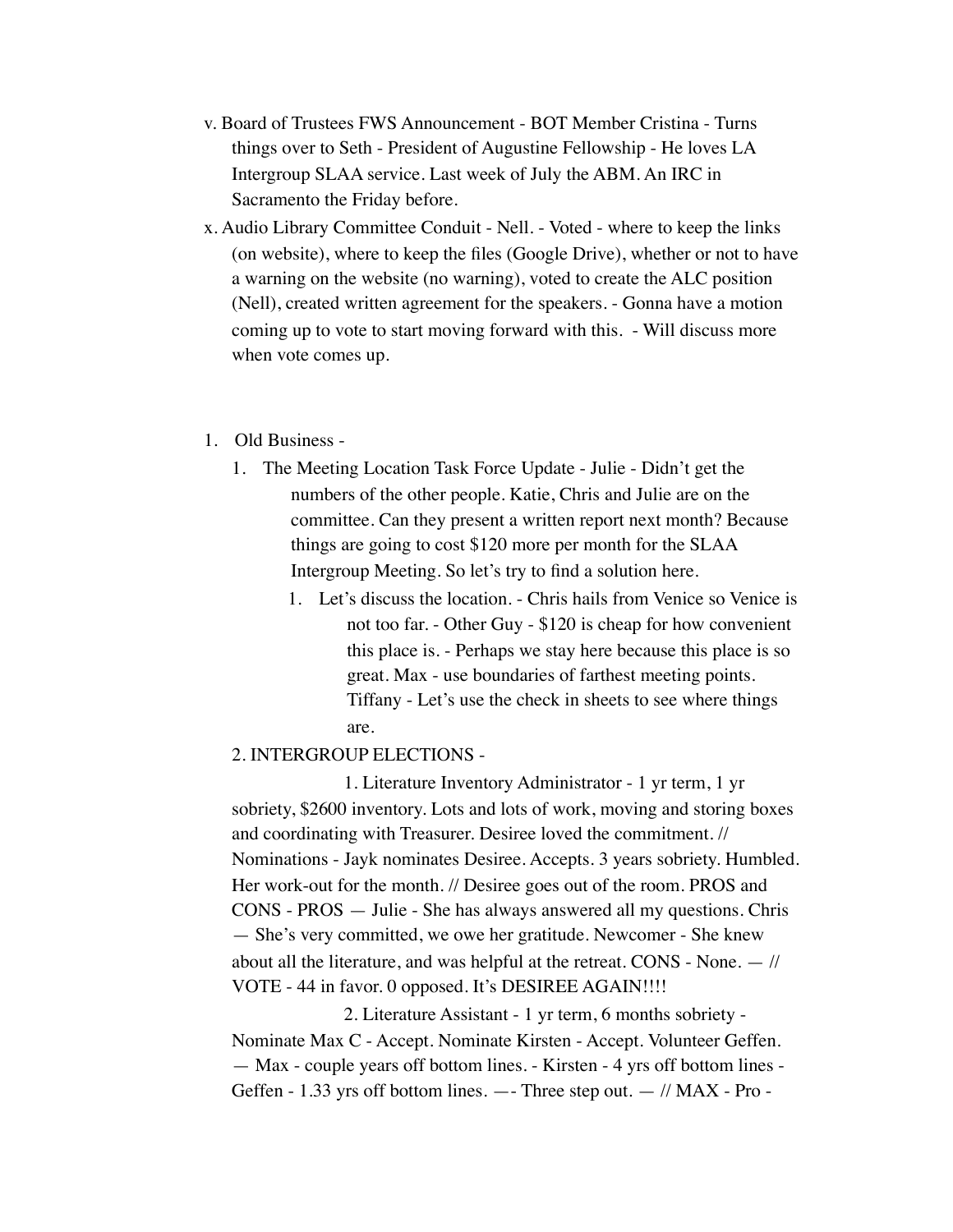v. Board of Trustees FWS Announcement - BOT Member Cristina - Turns things over to Seth - President of Augustine Fellowship - He loves LA Intergroup SLAA service. Last week of July the ABM. An IRC in Sacramento the Friday before.

x. Audio Library Committee Conduit - Nell. - Voted - where to keep the links (on website), where to keep the files (Google Drive), whether or not to have a warning on the website (no warning), voted to create the ALC position (Nell), created written agreement for the speakers. - Gonna have a motion coming up to vote to start moving forward with this. - Will discuss more when vote comes up.

1. Old Business -
    1. The Meeting Location Task Force Update - Julie - Didn't get the numbers of the other people. Katie, Chris and Julie are on the committee. Can they present a written report next month? Because things are going to cost $120 more per month for the SLAA Intergroup Meeting. So let's try to find a solution here.
        1. Let's discuss the location. - Chris hails from Venice so Venice is not too far. - Other Guy - $120 is cheap for how convenient this place is. - Perhaps we stay here because this place is so great. Max - use boundaries of farthest meeting points. Tiffany - Let's use the check in sheets to see where things are.

    2. INTERGROUP ELECTIONS -

        1. Literature Inventory Administrator - 1 yr term, 1 yr sobriety, $2600 inventory. Lots and lots of work, moving and storing boxes and coordinating with Treasurer. Desiree loved the commitment. // Nominations - Jayk nominates Desiree. Accepts. 3 years sobriety. Humbled. Her work-out for the month. // Desiree goes out of the room. PROS and CONS - PROS — Julie - She has always answered all my questions. Chris — She's very committed, we owe her gratitude. Newcomer - She knew about all the literature, and was helpful at the retreat. CONS - None. — // VOTE - 44 in favor. 0 opposed. It's DESIREE AGAIN!!!!

        2. Literature Assistant - 1 yr term, 6 months sobriety - Nominate Max C - Accept. Nominate Kirsten - Accept. Volunteer Geffen. — Max - couple years off bottom lines. - Kirsten - 4 yrs off bottom lines - Geffen - 1.33 yrs off bottom lines. —- Three step out. — // MAX - Pro -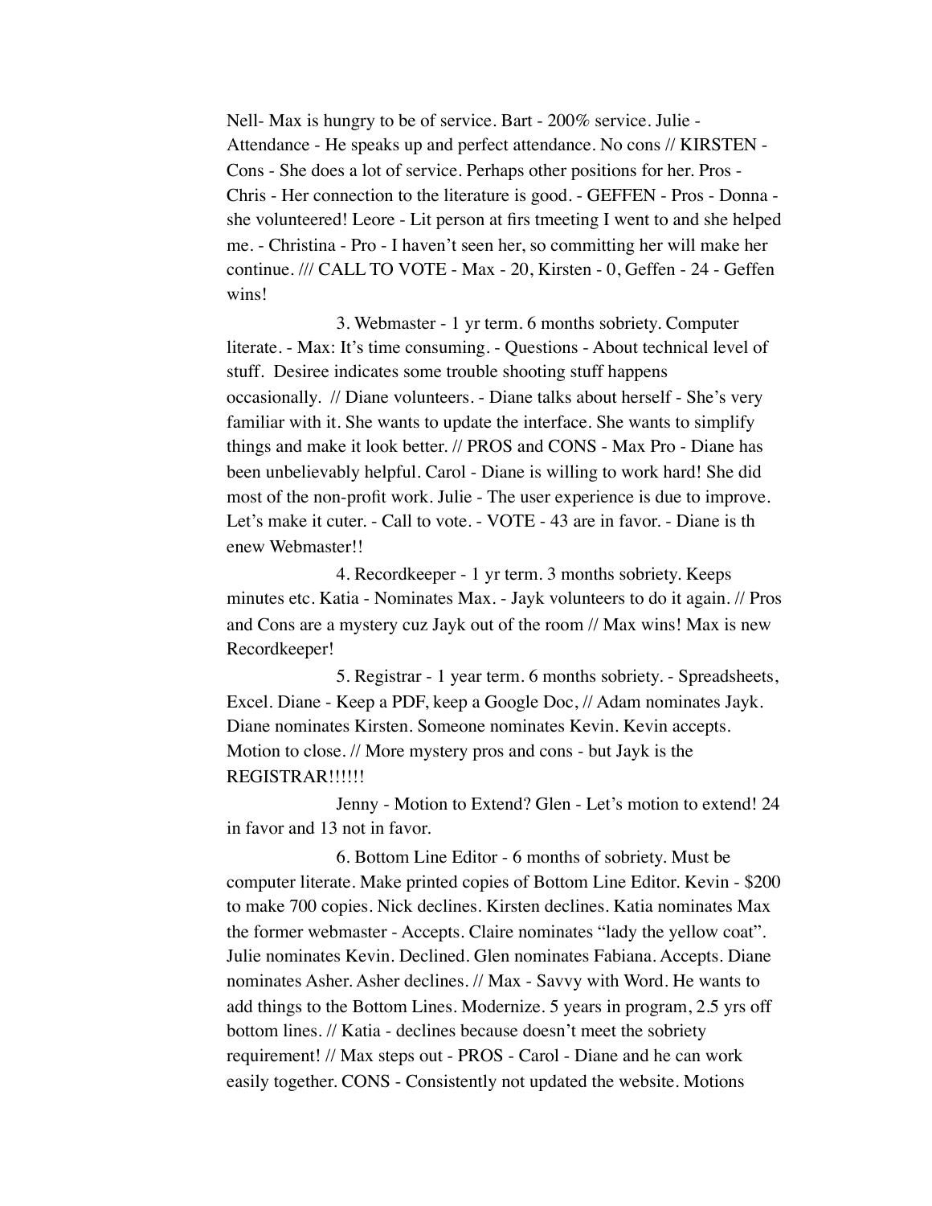Nell- Max is hungry to be of service. Bart - 200% service. Julie - Attendance - He speaks up and perfect attendance. No cons // KIRSTEN - Cons - She does a lot of service. Perhaps other positions for her. Pros - Chris - Her connection to the literature is good. - GEFFEN - Pros - Donna - she volunteered! Leore - Lit person at firs tmeeting I went to and she helped me. - Christina - Pro - I haven't seen her, so committing her will make her continue. /// CALL TO VOTE - Max - 20, Kirsten - 0, Geffen - 24 - Geffen wins!

3. Webmaster - 1 yr term. 6 months sobriety. Computer literate. - Max: It's time consuming. - Questions - About technical level of stuff. Desiree indicates some trouble shooting stuff happens occasionally. // Diane volunteers. - Diane talks about herself - She's very familiar with it. She wants to update the interface. She wants to simplify things and make it look better. // PROS and CONS - Max Pro - Diane has been unbelievably helpful. Carol - Diane is willing to work hard! She did most of the non-profit work. Julie - The user experience is due to improve. Let's make it cuter. - Call to vote. - VOTE - 43 are in favor. - Diane is th enew Webmaster!!

4. Recordkeeper - 1 yr term. 3 months sobriety. Keeps minutes etc. Katia - Nominates Max. - Jayk volunteers to do it again. // Pros and Cons are a mystery cuz Jayk out of the room // Max wins! Max is new Recordkeeper!

5. Registrar - 1 year term. 6 months sobriety. - Spreadsheets, Excel. Diane - Keep a PDF, keep a Google Doc, // Adam nominates Jayk. Diane nominates Kirsten. Someone nominates Kevin. Kevin accepts. Motion to close. // More mystery pros and cons - but Jayk is the REGISTRAR!!!!!!

Jenny - Motion to Extend? Glen - Let's motion to extend! 24 in favor and 13 not in favor.

6. Bottom Line Editor - 6 months of sobriety. Must be computer literate. Make printed copies of Bottom Line Editor. Kevin - $200 to make 700 copies. Nick declines. Kirsten declines. Katia nominates Max the former webmaster - Accepts. Claire nominates "lady the yellow coat". Julie nominates Kevin. Declined. Glen nominates Fabiana. Accepts. Diane nominates Asher. Asher declines. // Max - Savvy with Word. He wants to add things to the Bottom Lines. Modernize. 5 years in program, 2.5 yrs off bottom lines. // Katia - declines because doesn't meet the sobriety requirement! // Max steps out - PROS - Carol - Diane and he can work easily together. CONS - Consistently not updated the website. Motions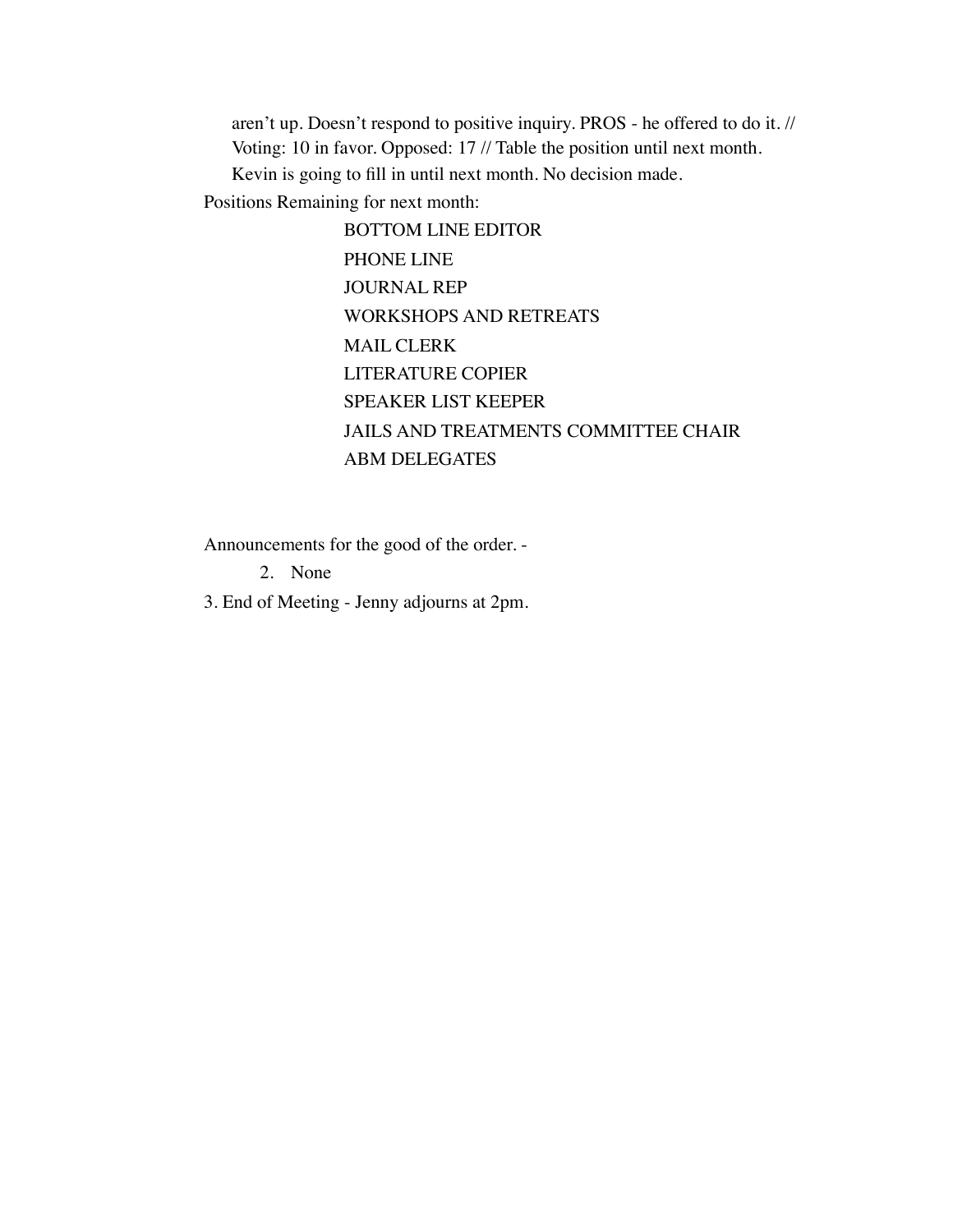aren't up. Doesn't respond to positive inquiry. PROS - he offered to do it. // Voting: 10 in favor. Opposed: 17 // Table the position until next month. Kevin is going to fill in until next month. No decision made.

Positions Remaining for next month:

- BOTTOM LINE EDITOR
- PHONE LINE
- JOURNAL REP
- WORKSHOPS AND RETREATS
- MAIL CLERK
- LITERATURE COPIER
- SPEAKER LIST KEEPER
- JAILS AND TREATMENTS COMMITTEE CHAIR
- ABM DELEGATES

Announcements for the good of the order. -

2. None

3. End of Meeting - Jenny adjourns at 2pm.